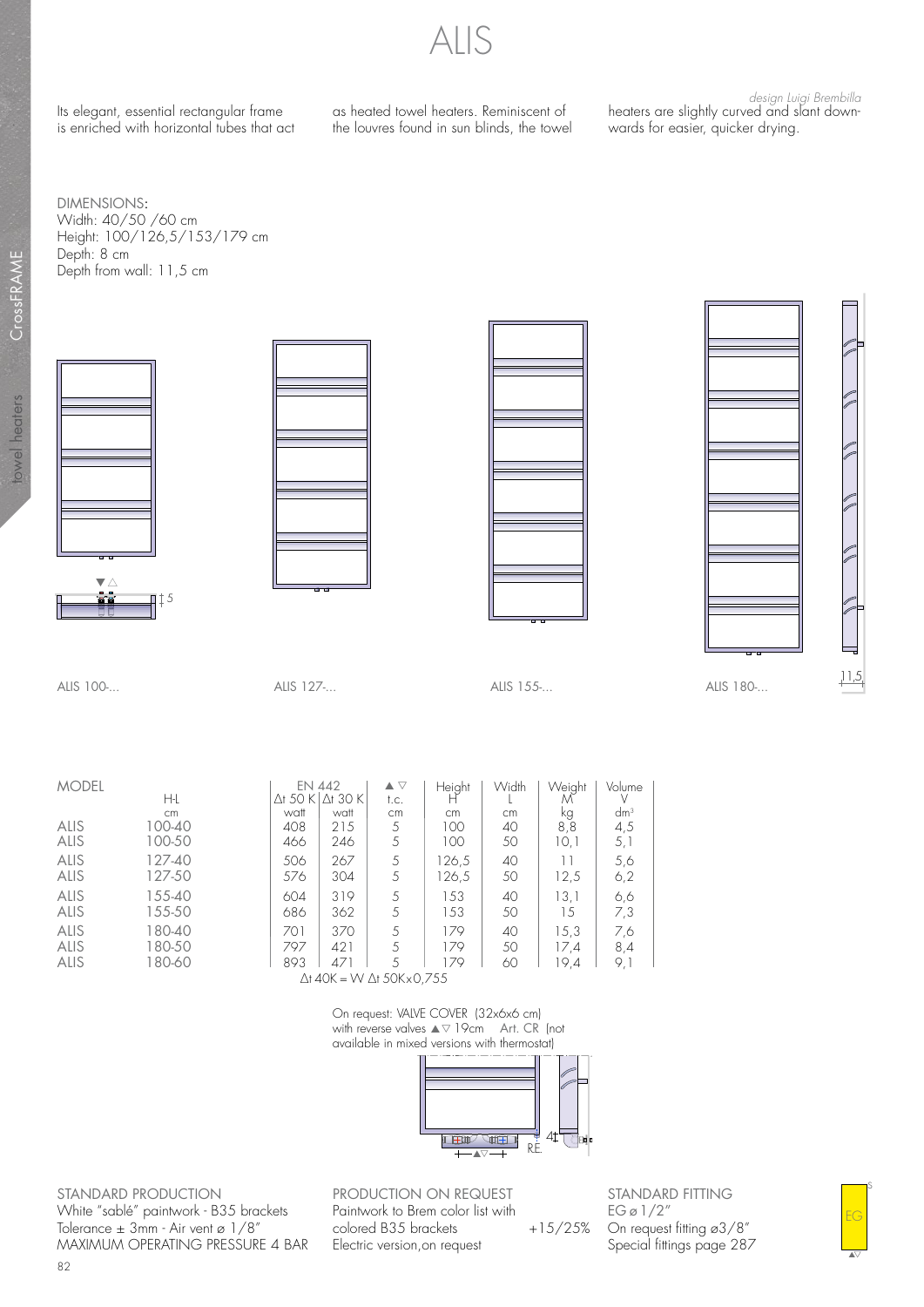# ALIS

*design Luigi Brembilla*

Its elegant, essential rectangular frame is enriched with horizontal tubes that act as heated towel heaters. Reminiscent of the louvres found in sun blinds, the towel heaters are slightly curved and slant downwards for easier, quicker drying.

DIMENSIONS:
Width: 40/50 /60 cm
Height: 100/126,5/153/179 cm
Depth: 8 cm
Depth from wall: 11,5 cm

ALIS 100-... ALIS 127-... ALIS 155-... ALIS 180-...

| MODEL | H-L | EN 442 Δt 50 K | EN 442 Δt 30 K | ▲▽ t.c. | Height H | Width L | Weight M | Volume V |
|---|---|---|---|---|---|---|---|---|
| | cm | watt | watt | cm | cm | cm | kg | dm³ |
| ALIS | 100-40 | 408 | 215 | 5 | 100 | 40 | 8,8 | 4,5 |
| ALIS | 100-50 | 466 | 246 | 5 | 100 | 50 | 10,1 | 5,1 |
| ALIS | 127-40 | 506 | 267 | 5 | 126,5 | 40 | 11 | 5,6 |
| ALIS | 127-50 | 576 | 304 | 5 | 126,5 | 50 | 12,5 | 6,2 |
| ALIS | 155-40 | 604 | 319 | 5 | 153 | 40 | 13,1 | 6,6 |
| ALIS | 155-50 | 686 | 362 | 5 | 153 | 50 | 15 | 7,3 |
| ALIS | 180-40 | 701 | 370 | 5 | 179 | 40 | 15,3 | 7,6 |
| ALIS | 180-50 | 797 | 421 | 5 | 179 | 50 | 17,4 | 8,4 |
| ALIS | 180-60 | 893 | 471 | 5 | 179 | 60 | 19,4 | 9,1 |

Δt 40K = W Δt 50K×0,755

On request: VALVE COVER (32x6x6 cm) with reverse valves ▲▽ 19cm Art. CR (not available in mixed versions with thermostat)

STANDARD PRODUCTION
White "sablé" paintwork - B35 brackets
Tolerance ± 3mm - Air vent ø 1/8"
MAXIMUM OPERATING PRESSURE 4 BAR

PRODUCTION ON REQUEST
Paintwork to Brem color list with colored B35 brackets +15/25%
Electric version,on request

STANDARD FITTING
EG ø 1/2"
On request fitting ø3/8"
Special fittings page 287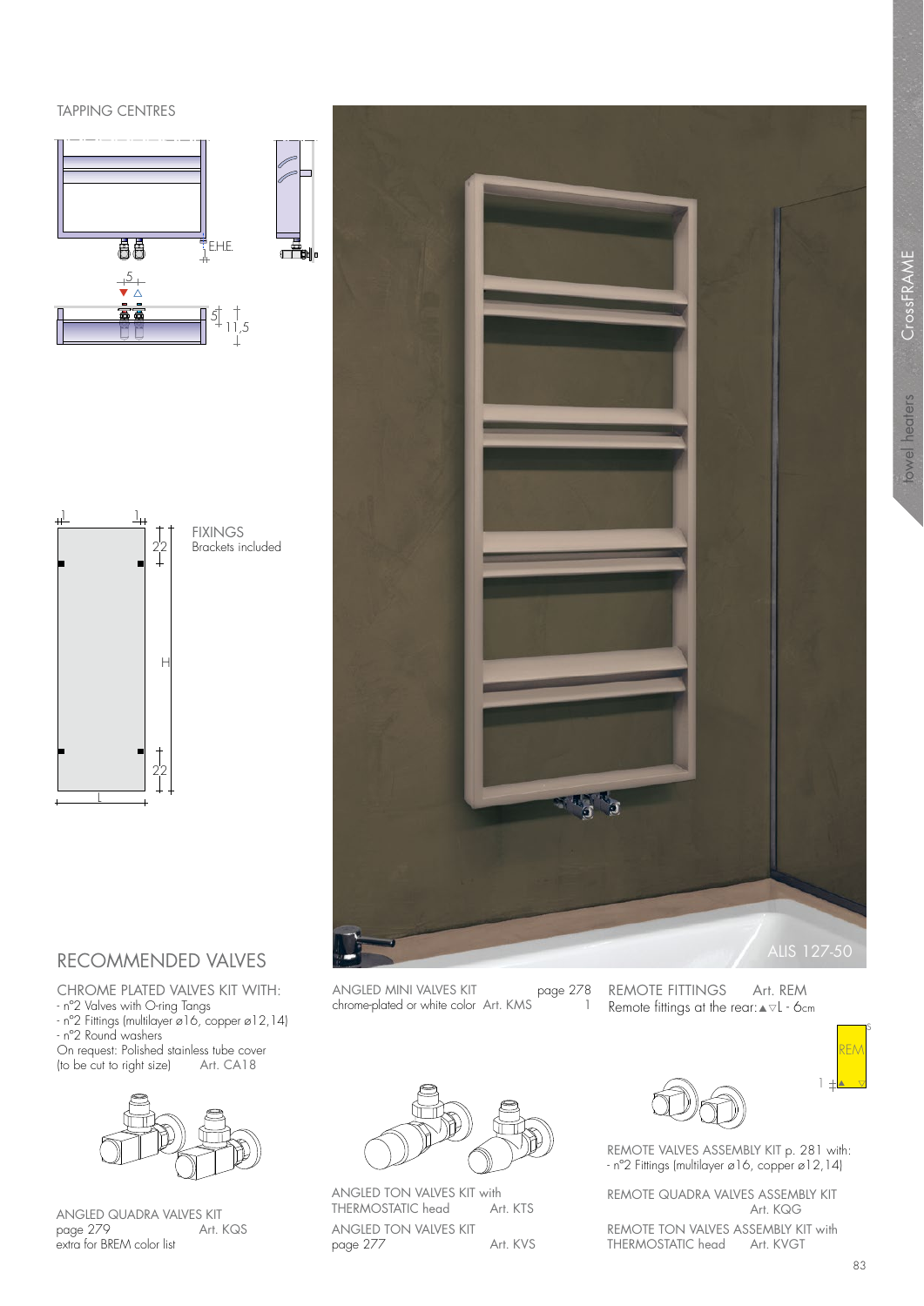TAPPING CENTRES

E.H.E.

5

5

11,5

1

1

22

H

22

L

FIXINGS
Brackets included

ALIS 127-50

## RECOMMENDED VALVES

CHROME PLATED VALVES KIT WITH:
- n°2 Valves with O-ring Tangs
- n°2 Fittings (multilayer ø16, copper ø12,14)
- n°2 Round washers

On request: Polished stainless tube cover
(to be cut to right size) Art. CA18

ANGLED QUADRA VALVES KIT
page 279 Art. KQS
extra for BREM color list

ANGLED MINI VALVES KIT page 278
chrome-plated or white color Art. KMS 1

ANGLED TON VALVES KIT with
THERMOSTATIC head Art. KTS

ANGLED TON VALVES KIT
page 277 Art. KVS

REMOTE FITTINGS Art. REM
Remote fittings at the rear: ▲▽L - 6cm

REM

1

REMOTE VALVES ASSEMBLY KIT p. 281 with:
- n°2 Fittings (multilayer ø16, copper ø12,14)

REMOTE QUADRA VALVES ASSEMBLY KIT
Art. KQG

REMOTE TON VALVES ASSEMBLY KIT with
THERMOSTATIC head Art. KVGT